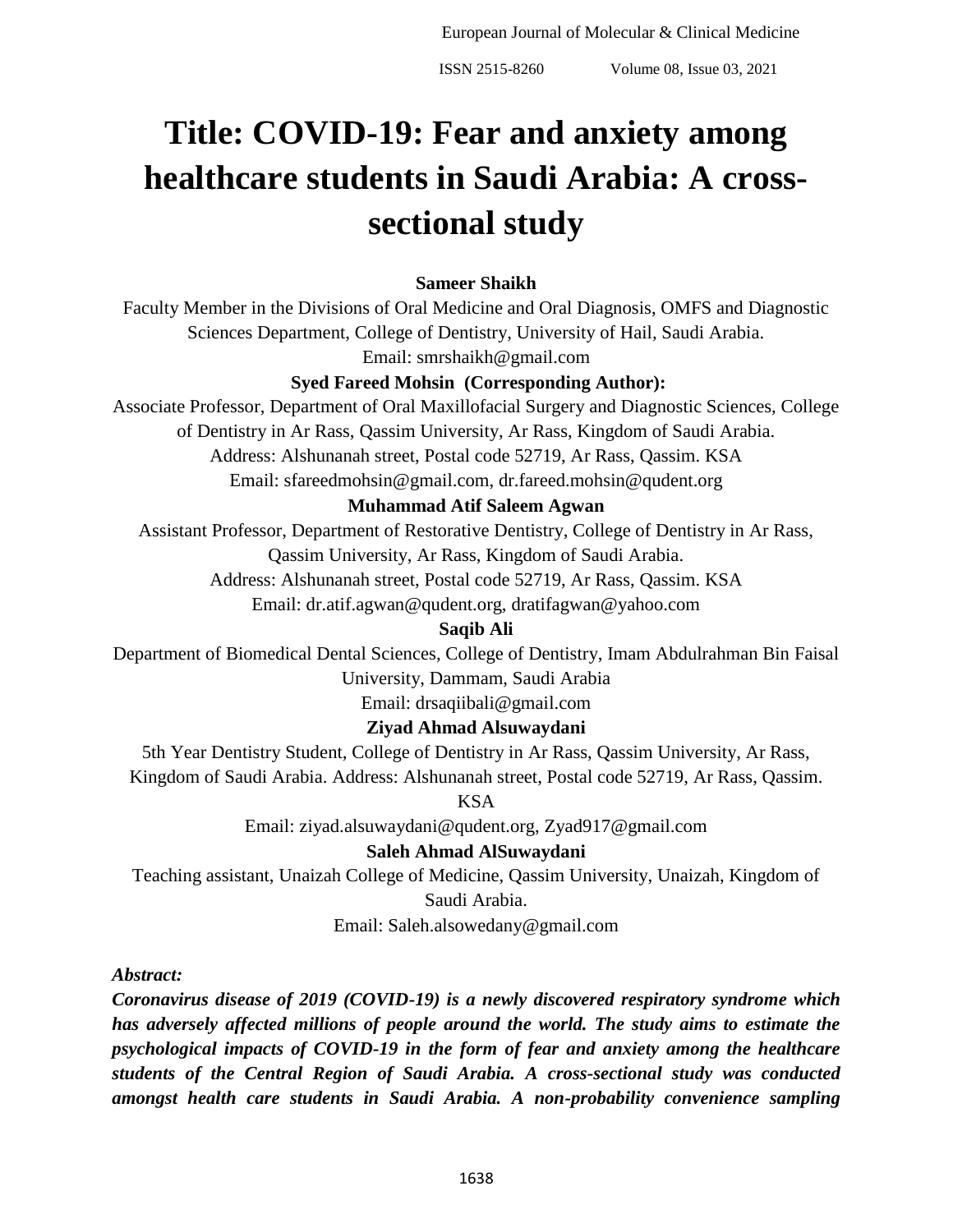# Title: COVID-19: Fear and anxiety among healthcare students in Saudi Arabia: A cross-sectional study

**Sameer Shaikh**

Faculty Member in the Divisions of Oral Medicine and Oral Diagnosis, OMFS and Diagnostic Sciences Department, College of Dentistry, University of Hail, Saudi Arabia.

Email: smrshaikh@gmail.com

**Syed Fareed Mohsin (Corresponding Author):**

Associate Professor, Department of Oral Maxillofacial Surgery and Diagnostic Sciences, College of Dentistry in Ar Rass, Qassim University, Ar Rass, Kingdom of Saudi Arabia.

Address: Alshunanah street, Postal code 52719, Ar Rass, Qassim. KSA

Email: sfareedmohsin@gmail.com, dr.fareed.mohsin@qudent.org

**Muhammad Atif Saleem Agwan**

Assistant Professor, Department of Restorative Dentistry, College of Dentistry in Ar Rass, Qassim University, Ar Rass, Kingdom of Saudi Arabia.

Address: Alshunanah street, Postal code 52719, Ar Rass, Qassim. KSA

Email: dr.atif.agwan@qudent.org, dratifagwan@yahoo.com

**Saqib Ali**

Department of Biomedical Dental Sciences, College of Dentistry, Imam Abdulrahman Bin Faisal University, Dammam, Saudi Arabia

Email: drsaqiibali@gmail.com

**Ziyad Ahmad Alsuwaydani**

5th Year Dentistry Student, College of Dentistry in Ar Rass, Qassim University, Ar Rass, Kingdom of Saudi Arabia. Address: Alshunanah street, Postal code 52719, Ar Rass, Qassim. KSA

Email: ziyad.alsuwaydani@qudent.org, Zyad917@gmail.com

**Saleh Ahmad AlSuwaydani**

Teaching assistant, Unaizah College of Medicine, Qassim University, Unaizah, Kingdom of Saudi Arabia.

Email: Saleh.alsowedany@gmail.com

***Abstract:***

***Coronavirus disease of 2019 (COVID-19) is a newly discovered respiratory syndrome which has adversely affected millions of people around the world. The study aims to estimate the psychological impacts of COVID-19 in the form of fear and anxiety among the healthcare students of the Central Region of Saudi Arabia. A cross-sectional study was conducted amongst health care students in Saudi Arabia. A non-probability convenience sampling***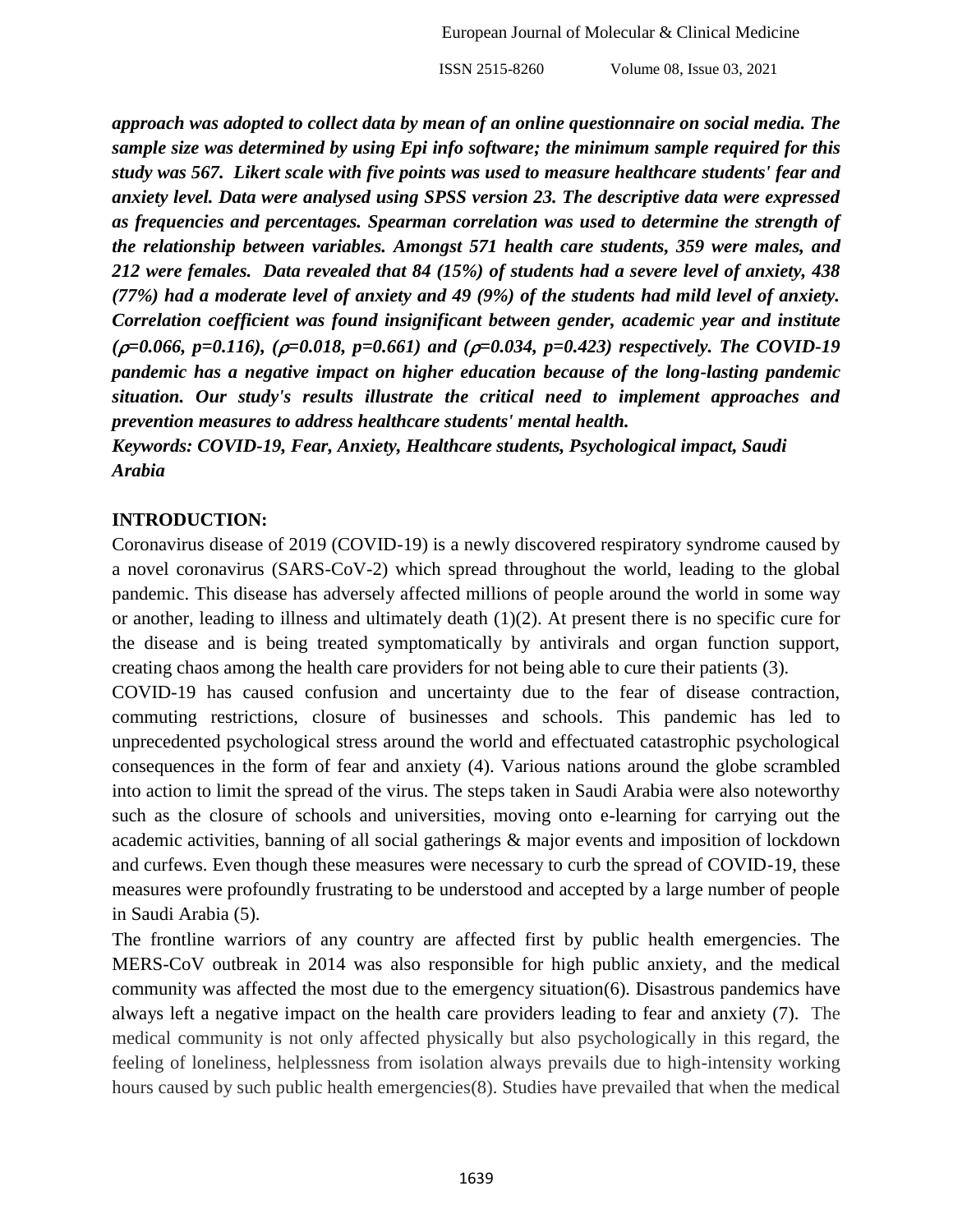***approach was adopted to collect data by mean of an online questionnaire on social media. The sample size was determined by using Epi info software; the minimum sample required for this study was 567. Likert scale with five points was used to measure healthcare students' fear and anxiety level. Data were analysed using SPSS version 23. The descriptive data were expressed as frequencies and percentages. Spearman correlation was used to determine the strength of the relationship between variables. Amongst 571 health care students, 359 were males, and 212 were females. Data revealed that 84 (15%) of students had a severe level of anxiety, 438 (77%) had a moderate level of anxiety and 49 (9%) of the students had mild level of anxiety. Correlation coefficient was found insignificant between gender, academic year and institute ($\rho$=0.066, p=0.116), ($\rho$=0.018, p=0.661) and ($\rho$=0.034, p=0.423) respectively. The COVID-19 pandemic has a negative impact on higher education because of the long-lasting pandemic situation. Our study's results illustrate the critical need to implement approaches and prevention measures to address healthcare students' mental health.***

***Keywords: COVID-19, Fear, Anxiety, Healthcare students, Psychological impact, Saudi Arabia***

## INTRODUCTION:

Coronavirus disease of 2019 (COVID-19) is a newly discovered respiratory syndrome caused by a novel coronavirus (SARS-CoV-2) which spread throughout the world, leading to the global pandemic. This disease has adversely affected millions of people around the world in some way or another, leading to illness and ultimately death (1)(2). At present there is no specific cure for the disease and is being treated symptomatically by antivirals and organ function support, creating chaos among the health care providers for not being able to cure their patients (3).

COVID-19 has caused confusion and uncertainty due to the fear of disease contraction, commuting restrictions, closure of businesses and schools. This pandemic has led to unprecedented psychological stress around the world and effectuated catastrophic psychological consequences in the form of fear and anxiety (4). Various nations around the globe scrambled into action to limit the spread of the virus. The steps taken in Saudi Arabia were also noteworthy such as the closure of schools and universities, moving onto e-learning for carrying out the academic activities, banning of all social gatherings & major events and imposition of lockdown and curfews. Even though these measures were necessary to curb the spread of COVID-19, these measures were profoundly frustrating to be understood and accepted by a large number of people in Saudi Arabia (5).

The frontline warriors of any country are affected first by public health emergencies. The MERS-CoV outbreak in 2014 was also responsible for high public anxiety, and the medical community was affected the most due to the emergency situation(6). Disastrous pandemics have always left a negative impact on the health care providers leading to fear and anxiety (7). The medical community is not only affected physically but also psychologically in this regard, the feeling of loneliness, helplessness from isolation always prevails due to high-intensity working hours caused by such public health emergencies(8). Studies have prevailed that when the medical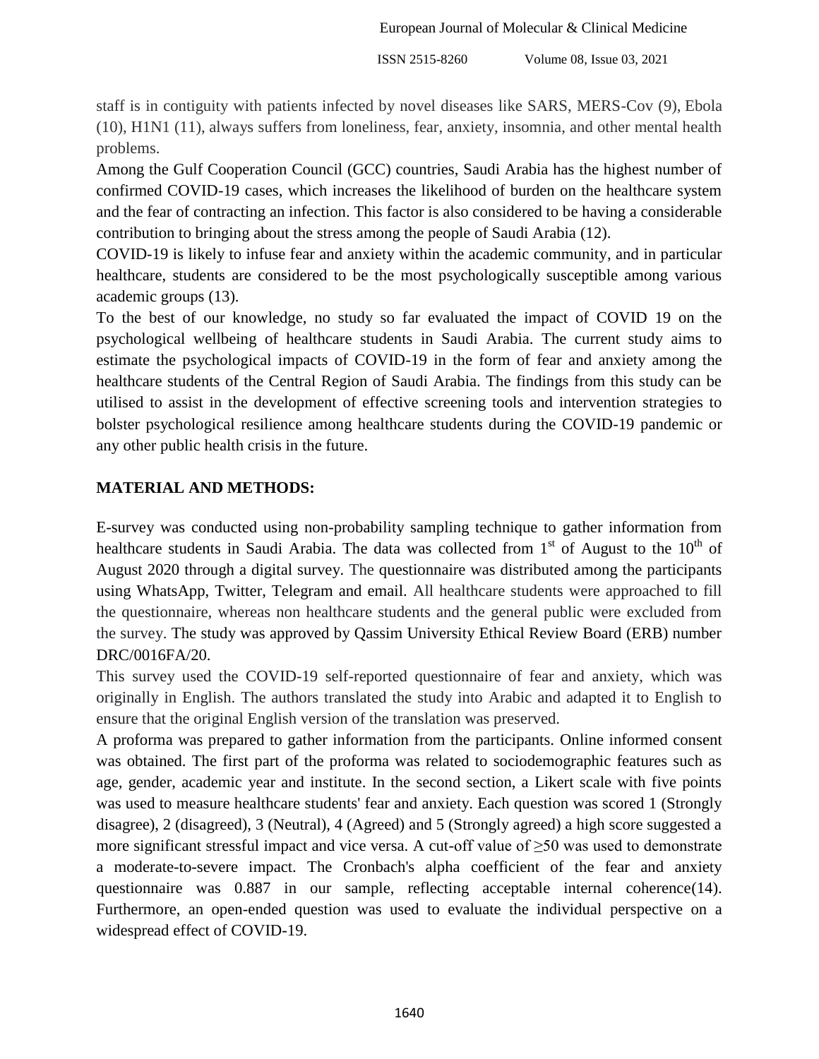staff is in contiguity with patients infected by novel diseases like SARS, MERS-Cov (9), Ebola (10), H1N1 (11), always suffers from loneliness, fear, anxiety, insomnia, and other mental health problems.

Among the Gulf Cooperation Council (GCC) countries, Saudi Arabia has the highest number of confirmed COVID-19 cases, which increases the likelihood of burden on the healthcare system and the fear of contracting an infection. This factor is also considered to be having a considerable contribution to bringing about the stress among the people of Saudi Arabia (12).

COVID-19 is likely to infuse fear and anxiety within the academic community, and in particular healthcare, students are considered to be the most psychologically susceptible among various academic groups (13).

To the best of our knowledge, no study so far evaluated the impact of COVID 19 on the psychological wellbeing of healthcare students in Saudi Arabia. The current study aims to estimate the psychological impacts of COVID-19 in the form of fear and anxiety among the healthcare students of the Central Region of Saudi Arabia. The findings from this study can be utilised to assist in the development of effective screening tools and intervention strategies to bolster psychological resilience among healthcare students during the COVID-19 pandemic or any other public health crisis in the future.

## MATERIAL AND METHODS:

E-survey was conducted using non-probability sampling technique to gather information from healthcare students in Saudi Arabia. The data was collected from 1st of August to the 10th of August 2020 through a digital survey. The questionnaire was distributed among the participants using WhatsApp, Twitter, Telegram and email. All healthcare students were approached to fill the questionnaire, whereas non healthcare students and the general public were excluded from the survey. The study was approved by Qassim University Ethical Review Board (ERB) number DRC/0016FA/20.

This survey used the COVID-19 self-reported questionnaire of fear and anxiety, which was originally in English. The authors translated the study into Arabic and adapted it to English to ensure that the original English version of the translation was preserved.

A proforma was prepared to gather information from the participants. Online informed consent was obtained. The first part of the proforma was related to sociodemographic features such as age, gender, academic year and institute. In the second section, a Likert scale with five points was used to measure healthcare students' fear and anxiety. Each question was scored 1 (Strongly disagree), 2 (disagreed), 3 (Neutral), 4 (Agreed) and 5 (Strongly agreed) a high score suggested a more significant stressful impact and vice versa. A cut-off value of ≥50 was used to demonstrate a moderate-to-severe impact. The Cronbach's alpha coefficient of the fear and anxiety questionnaire was 0.887 in our sample, reflecting acceptable internal coherence(14). Furthermore, an open-ended question was used to evaluate the individual perspective on a widespread effect of COVID-19.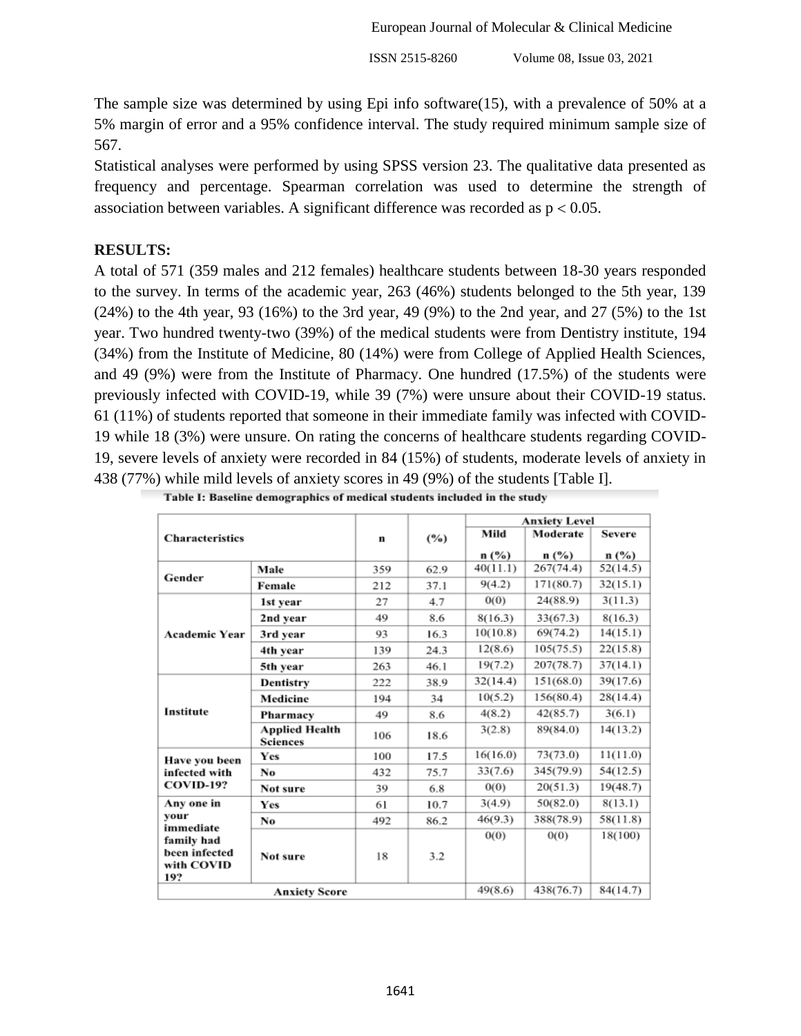The sample size was determined by using Epi info software(15), with a prevalence of 50% at a 5% margin of error and a 95% confidence interval. The study required minimum sample size of 567.

Statistical analyses were performed by using SPSS version 23. The qualitative data presented as frequency and percentage. Spearman correlation was used to determine the strength of association between variables. A significant difference was recorded as $p < 0.05$.

## RESULTS:

A total of 571 (359 males and 212 females) healthcare students between 18-30 years responded to the survey. In terms of the academic year, 263 (46%) students belonged to the 5th year, 139 (24%) to the 4th year, 93 (16%) to the 3rd year, 49 (9%) to the 2nd year, and 27 (5%) to the 1st year. Two hundred twenty-two (39%) of the medical students were from Dentistry institute, 194 (34%) from the Institute of Medicine, 80 (14%) were from College of Applied Health Sciences, and 49 (9%) were from the Institute of Pharmacy. One hundred (17.5%) of the students were previously infected with COVID-19, while 39 (7%) were unsure about their COVID-19 status. 61 (11%) of students reported that someone in their immediate family was infected with COVID-19 while 18 (3%) were unsure. On rating the concerns of healthcare students regarding COVID-19, severe levels of anxiety were recorded in 84 (15%) of students, moderate levels of anxiety in 438 (77%) while mild levels of anxiety scores in 49 (9%) of the students [Table I].

**Table I: Baseline demographics of medical students included in the study**

| Characteristics | | n | (%) | Anxiety Level | | |
|---|---|---|---|---|---|---|
| | | | | Mild n (%) | Moderate n (%) | Severe n (%) |
| Gender | Male | 359 | 62.9 | 40(11.1) | 267(74.4) | 52(14.5) |
| | Female | 212 | 37.1 | 9(4.2) | 171(80.7) | 32(15.1) |
| Academic Year | 1st year | 27 | 4.7 | 0(0) | 24(88.9) | 3(11.3) |
| | 2nd year | 49 | 8.6 | 8(16.3) | 33(67.3) | 8(16.3) |
| | 3rd year | 93 | 16.3 | 10(10.8) | 69(74.2) | 14(15.1) |
| | 4th year | 139 | 24.3 | 12(8.6) | 105(75.5) | 22(15.8) |
| | 5th year | 263 | 46.1 | 19(7.2) | 207(78.7) | 37(14.1) |
| Institute | Dentistry | 222 | 38.9 | 32(14.4) | 151(68.0) | 39(17.6) |
| | Medicine | 194 | 34 | 10(5.2) | 156(80.4) | 28(14.4) |
| | Pharmacy | 49 | 8.6 | 4(8.2) | 42(85.7) | 3(6.1) |
| | Applied Health Sciences | 106 | 18.6 | 3(2.8) | 89(84.0) | 14(13.2) |
| Have you been infected with COVID-19? | Yes | 100 | 17.5 | 16(16.0) | 73(73.0) | 11(11.0) |
| | No | 432 | 75.7 | 33(7.6) | 345(79.9) | 54(12.5) |
| | Not sure | 39 | 6.8 | 0(0) | 20(51.3) | 19(48.7) |
| Any one in your immediate family had been infected with COVID 19? | Yes | 61 | 10.7 | 3(4.9) | 50(82.0) | 8(13.1) |
| | No | 492 | 86.2 | 46(9.3) | 388(78.9) | 58(11.8) |
| | Not sure | 18 | 3.2 | 0(0) | 0(0) | 18(100) |
| Anxiety Score | | | | 49(8.6) | 438(76.7) | 84(14.7) |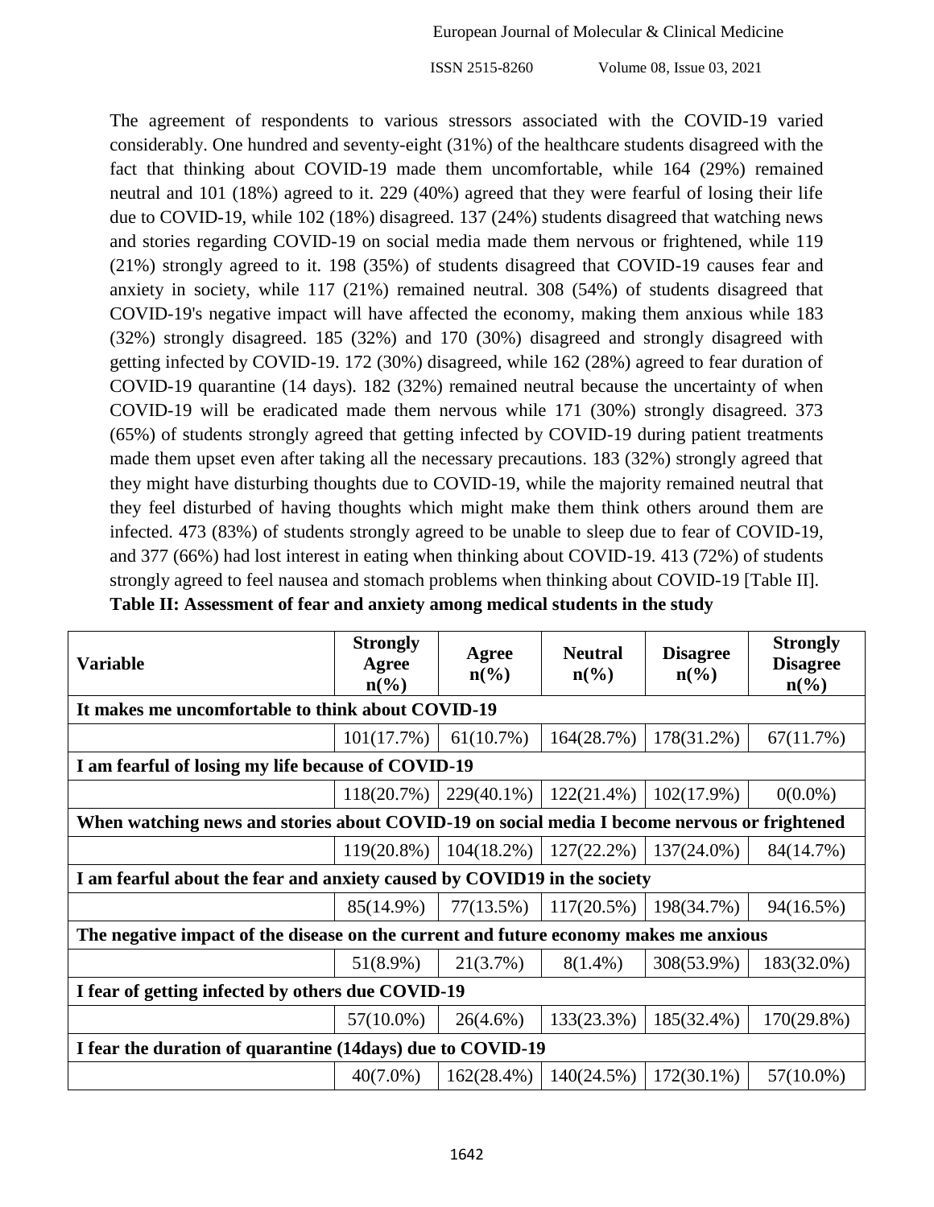The agreement of respondents to various stressors associated with the COVID-19 varied considerably. One hundred and seventy-eight (31%) of the healthcare students disagreed with the fact that thinking about COVID-19 made them uncomfortable, while 164 (29%) remained neutral and 101 (18%) agreed to it. 229 (40%) agreed that they were fearful of losing their life due to COVID-19, while 102 (18%) disagreed. 137 (24%) students disagreed that watching news and stories regarding COVID-19 on social media made them nervous or frightened, while 119 (21%) strongly agreed to it. 198 (35%) of students disagreed that COVID-19 causes fear and anxiety in society, while 117 (21%) remained neutral. 308 (54%) of students disagreed that COVID-19's negative impact will have affected the economy, making them anxious while 183 (32%) strongly disagreed. 185 (32%) and 170 (30%) disagreed and strongly disagreed with getting infected by COVID-19. 172 (30%) disagreed, while 162 (28%) agreed to fear duration of COVID-19 quarantine (14 days). 182 (32%) remained neutral because the uncertainty of when COVID-19 will be eradicated made them nervous while 171 (30%) strongly disagreed. 373 (65%) of students strongly agreed that getting infected by COVID-19 during patient treatments made them upset even after taking all the necessary precautions. 183 (32%) strongly agreed that they might have disturbing thoughts due to COVID-19, while the majority remained neutral that they feel disturbed of having thoughts which might make them think others around them are infected. 473 (83%) of students strongly agreed to be unable to sleep due to fear of COVID-19, and 377 (66%) had lost interest in eating when thinking about COVID-19. 413 (72%) of students strongly agreed to feel nausea and stomach problems when thinking about COVID-19 [Table II].

**Table II: Assessment of fear and anxiety among medical students in the study**

| Variable | Strongly Agree n(%) | Agree n(%) | Neutral n(%) | Disagree n(%) | Strongly Disagree n(%) |
|---|---|---|---|---|---|
| **It makes me uncomfortable to think about COVID-19** | | | | | |
| | 101(17.7%) | 61(10.7%) | 164(28.7%) | 178(31.2%) | 67(11.7%) |
| **I am fearful of losing my life because of COVID-19** | | | | | |
| | 118(20.7%) | 229(40.1%) | 122(21.4%) | 102(17.9%) | 0(0.0%) |
| **When watching news and stories about COVID-19 on social media I become nervous or frightened** | | | | | |
| | 119(20.8%) | 104(18.2%) | 127(22.2%) | 137(24.0%) | 84(14.7%) |
| **I am fearful about the fear and anxiety caused by COVID19 in the society** | | | | | |
| | 85(14.9%) | 77(13.5%) | 117(20.5%) | 198(34.7%) | 94(16.5%) |
| **The negative impact of the disease on the current and future economy makes me anxious** | | | | | |
| | 51(8.9%) | 21(3.7%) | 8(1.4%) | 308(53.9%) | 183(32.0%) |
| **I fear of getting infected by others due COVID-19** | | | | | |
| | 57(10.0%) | 26(4.6%) | 133(23.3%) | 185(32.4%) | 170(29.8%) |
| **I fear the duration of quarantine (14days) due to COVID-19** | | | | | |
| | 40(7.0%) | 162(28.4%) | 140(24.5%) | 172(30.1%) | 57(10.0%) |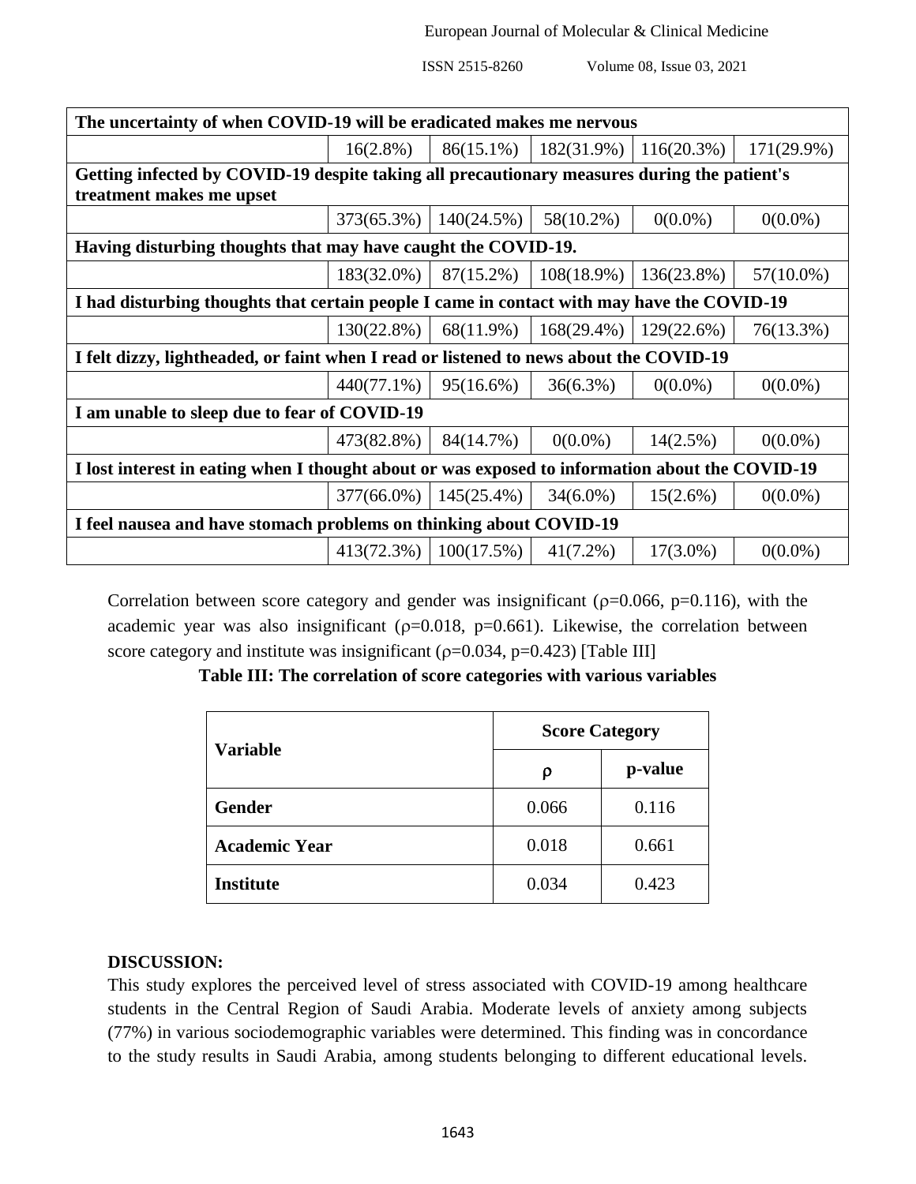| The uncertainty of when COVID-19 will be eradicated makes me nervous | | | | | |
|---|---|---|---|---|---|
| | 16(2.8%) | 86(15.1%) | 182(31.9%) | 116(20.3%) | 171(29.9%) |
| **Getting infected by COVID-19 despite taking all precautionary measures during the patient's treatment makes me upset** | | | | | |
| | 373(65.3%) | 140(24.5%) | 58(10.2%) | 0(0.0%) | 0(0.0%) |
| **Having disturbing thoughts that may have caught the COVID-19.** | | | | | |
| | 183(32.0%) | 87(15.2%) | 108(18.9%) | 136(23.8%) | 57(10.0%) |
| **I had disturbing thoughts that certain people I came in contact with may have the COVID-19** | | | | | |
| | 130(22.8%) | 68(11.9%) | 168(29.4%) | 129(22.6%) | 76(13.3%) |
| **I felt dizzy, lightheaded, or faint when I read or listened to news about the COVID-19** | | | | | |
| | 440(77.1%) | 95(16.6%) | 36(6.3%) | 0(0.0%) | 0(0.0%) |
| **I am unable to sleep due to fear of COVID-19** | | | | | |
| | 473(82.8%) | 84(14.7%) | 0(0.0%) | 14(2.5%) | 0(0.0%) |
| **I lost interest in eating when I thought about or was exposed to information about the COVID-19** | | | | | |
| | 377(66.0%) | 145(25.4%) | 34(6.0%) | 15(2.6%) | 0(0.0%) |
| **I feel nausea and have stomach problems on thinking about COVID-19** | | | | | |
| | 413(72.3%) | 100(17.5%) | 41(7.2%) | 17(3.0%) | 0(0.0%) |

Correlation between score category and gender was insignificant ($\rho=0.066$, $p=0.116$), with the academic year was also insignificant ($\rho=0.018$, $p=0.661$). Likewise, the correlation between score category and institute was insignificant ($\rho=0.034$, $p=0.423$) [Table III]

**Table III: The correlation of score categories with various variables**

| Variable | Score Category | |
|---|---|---|
| | ρ | p-value |
| **Gender** | 0.066 | 0.116 |
| **Academic Year** | 0.018 | 0.661 |
| **Institute** | 0.034 | 0.423 |

## DISCUSSION:

This study explores the perceived level of stress associated with COVID-19 among healthcare students in the Central Region of Saudi Arabia. Moderate levels of anxiety among subjects (77%) in various sociodemographic variables were determined. This finding was in concordance to the study results in Saudi Arabia, among students belonging to different educational levels.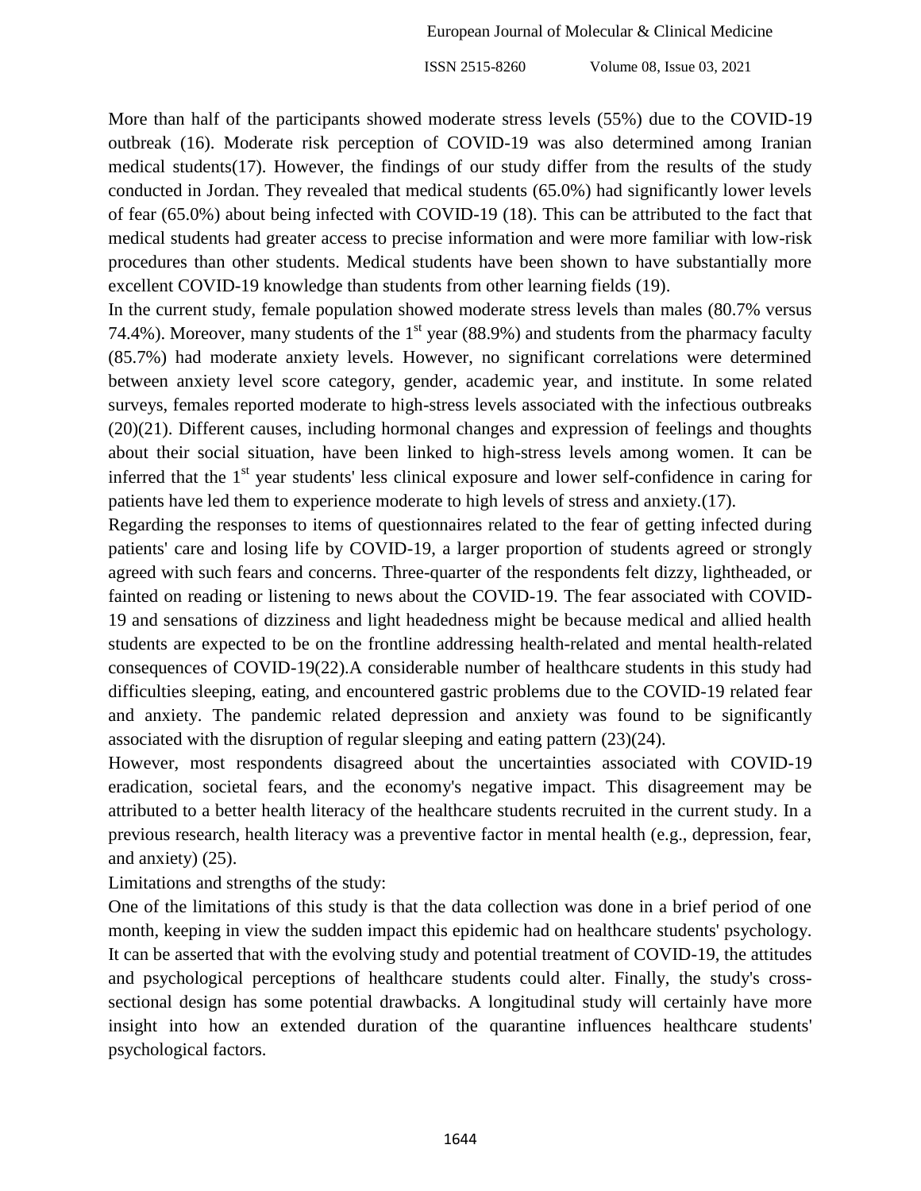More than half of the participants showed moderate stress levels (55%) due to the COVID-19 outbreak (16). Moderate risk perception of COVID-19 was also determined among Iranian medical students(17). However, the findings of our study differ from the results of the study conducted in Jordan. They revealed that medical students (65.0%) had significantly lower levels of fear (65.0%) about being infected with COVID-19 (18). This can be attributed to the fact that medical students had greater access to precise information and were more familiar with low-risk procedures than other students. Medical students have been shown to have substantially more excellent COVID-19 knowledge than students from other learning fields (19).

In the current study, female population showed moderate stress levels than males (80.7% versus 74.4%). Moreover, many students of the 1st year (88.9%) and students from the pharmacy faculty (85.7%) had moderate anxiety levels. However, no significant correlations were determined between anxiety level score category, gender, academic year, and institute. In some related surveys, females reported moderate to high-stress levels associated with the infectious outbreaks (20)(21). Different causes, including hormonal changes and expression of feelings and thoughts about their social situation, have been linked to high-stress levels among women. It can be inferred that the 1st year students' less clinical exposure and lower self-confidence in caring for patients have led them to experience moderate to high levels of stress and anxiety.(17).

Regarding the responses to items of questionnaires related to the fear of getting infected during patients' care and losing life by COVID-19, a larger proportion of students agreed or strongly agreed with such fears and concerns. Three-quarter of the respondents felt dizzy, lightheaded, or fainted on reading or listening to news about the COVID-19. The fear associated with COVID-19 and sensations of dizziness and light headedness might be because medical and allied health students are expected to be on the frontline addressing health-related and mental health-related consequences of COVID-19(22).A considerable number of healthcare students in this study had difficulties sleeping, eating, and encountered gastric problems due to the COVID-19 related fear and anxiety. The pandemic related depression and anxiety was found to be significantly associated with the disruption of regular sleeping and eating pattern (23)(24).

However, most respondents disagreed about the uncertainties associated with COVID-19 eradication, societal fears, and the economy's negative impact. This disagreement may be attributed to a better health literacy of the healthcare students recruited in the current study. In a previous research, health literacy was a preventive factor in mental health (e.g., depression, fear, and anxiety) (25).

Limitations and strengths of the study:

One of the limitations of this study is that the data collection was done in a brief period of one month, keeping in view the sudden impact this epidemic had on healthcare students' psychology. It can be asserted that with the evolving study and potential treatment of COVID-19, the attitudes and psychological perceptions of healthcare students could alter. Finally, the study's cross-sectional design has some potential drawbacks. A longitudinal study will certainly have more insight into how an extended duration of the quarantine influences healthcare students' psychological factors.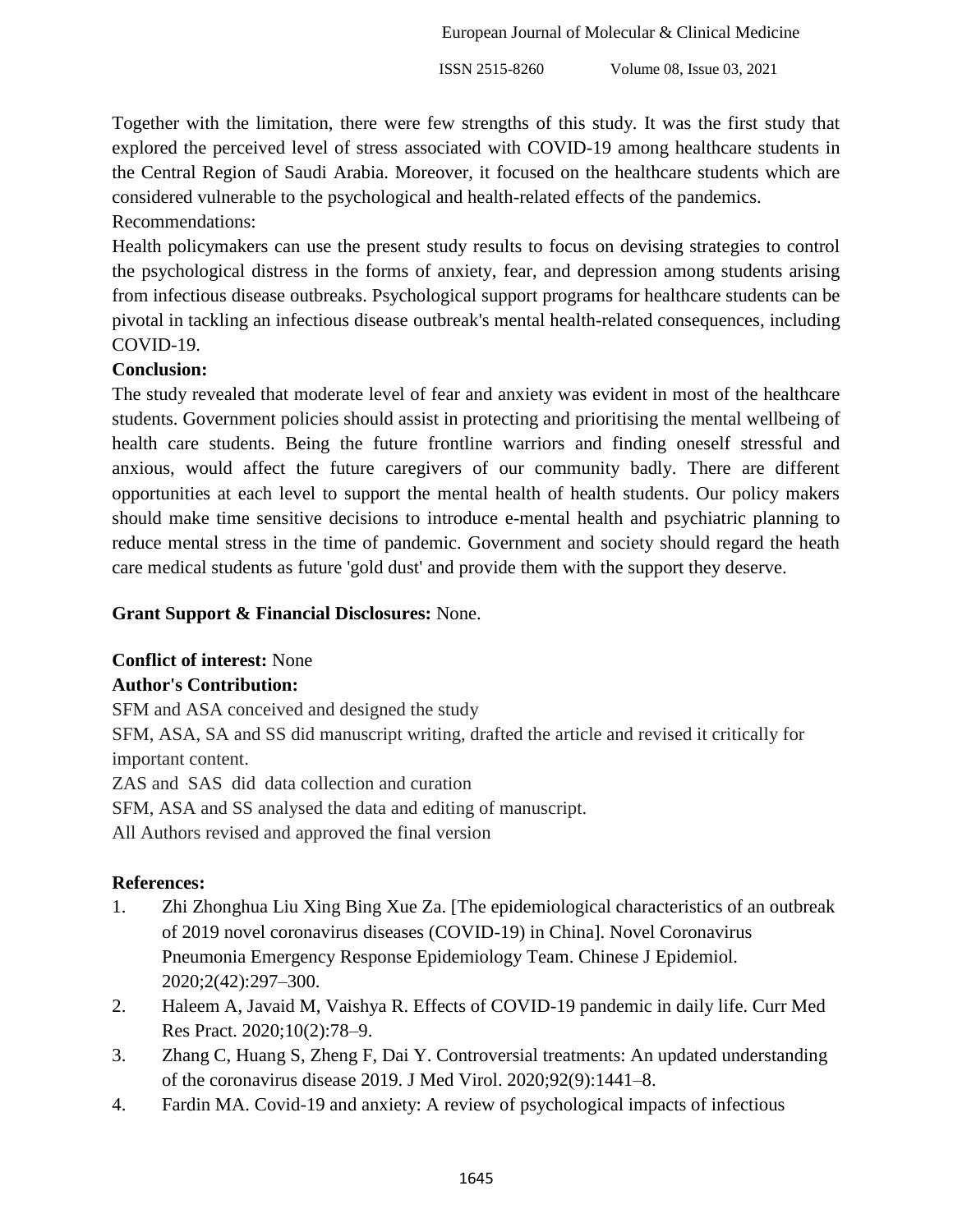Together with the limitation, there were few strengths of this study. It was the first study that explored the perceived level of stress associated with COVID-19 among healthcare students in the Central Region of Saudi Arabia. Moreover, it focused on the healthcare students which are considered vulnerable to the psychological and health-related effects of the pandemics.

Recommendations:

Health policymakers can use the present study results to focus on devising strategies to control the psychological distress in the forms of anxiety, fear, and depression among students arising from infectious disease outbreaks. Psychological support programs for healthcare students can be pivotal in tackling an infectious disease outbreak's mental health-related consequences, including COVID-19.

**Conclusion:**

The study revealed that moderate level of fear and anxiety was evident in most of the healthcare students. Government policies should assist in protecting and prioritising the mental wellbeing of health care students. Being the future frontline warriors and finding oneself stressful and anxious, would affect the future caregivers of our community badly. There are different opportunities at each level to support the mental health of health students. Our policy makers should make time sensitive decisions to introduce e-mental health and psychiatric planning to reduce mental stress in the time of pandemic. Government and society should regard the heath care medical students as future 'gold dust' and provide them with the support they deserve.

**Grant Support & Financial Disclosures:** None.

**Conflict of interest:** None

**Author's Contribution:**

SFM and ASA conceived and designed the study

SFM, ASA, SA and SS did manuscript writing, drafted the article and revised it critically for important content.

ZAS and SAS did data collection and curation

SFM, ASA and SS analysed the data and editing of manuscript.

All Authors revised and approved the final version

**References:**

1. Zhi Zhonghua Liu Xing Bing Xue Za. [The epidemiological characteristics of an outbreak of 2019 novel coronavirus diseases (COVID-19) in China]. Novel Coronavirus Pneumonia Emergency Response Epidemiology Team. Chinese J Epidemiol. 2020;2(42):297–300.
2. Haleem A, Javaid M, Vaishya R. Effects of COVID-19 pandemic in daily life. Curr Med Res Pract. 2020;10(2):78–9.
3. Zhang C, Huang S, Zheng F, Dai Y. Controversial treatments: An updated understanding of the coronavirus disease 2019. J Med Virol. 2020;92(9):1441–8.
4. Fardin MA. Covid-19 and anxiety: A review of psychological impacts of infectious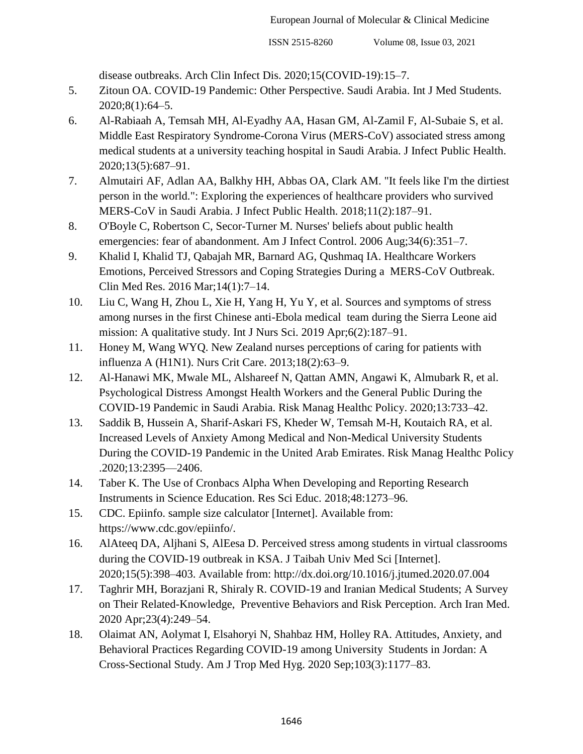disease outbreaks. Arch Clin Infect Dis. 2020;15(COVID-19):15–7.

5. Zitoun OA. COVID-19 Pandemic: Other Perspective. Saudi Arabia. Int J Med Students. 2020;8(1):64–5.
6. Al-Rabiaah A, Temsah MH, Al-Eyadhy AA, Hasan GM, Al-Zamil F, Al-Subaie S, et al. Middle East Respiratory Syndrome-Corona Virus (MERS-CoV) associated stress among medical students at a university teaching hospital in Saudi Arabia. J Infect Public Health. 2020;13(5):687–91.
7. Almutairi AF, Adlan AA, Balkhy HH, Abbas OA, Clark AM. "It feels like I'm the dirtiest person in the world.": Exploring the experiences of healthcare providers who survived MERS-CoV in Saudi Arabia. J Infect Public Health. 2018;11(2):187–91.
8. O'Boyle C, Robertson C, Secor-Turner M. Nurses' beliefs about public health emergencies: fear of abandonment. Am J Infect Control. 2006 Aug;34(6):351–7.
9. Khalid I, Khalid TJ, Qabajah MR, Barnard AG, Qushmaq IA. Healthcare Workers Emotions, Perceived Stressors and Coping Strategies During a MERS-CoV Outbreak. Clin Med Res. 2016 Mar;14(1):7–14.
10. Liu C, Wang H, Zhou L, Xie H, Yang H, Yu Y, et al. Sources and symptoms of stress among nurses in the first Chinese anti-Ebola medical team during the Sierra Leone aid mission: A qualitative study. Int J Nurs Sci. 2019 Apr;6(2):187–91.
11. Honey M, Wang WYQ. New Zealand nurses perceptions of caring for patients with influenza A (H1N1). Nurs Crit Care. 2013;18(2):63–9.
12. Al-Hanawi MK, Mwale ML, Alshareef N, Qattan AMN, Angawi K, Almubark R, et al. Psychological Distress Amongst Health Workers and the General Public During the COVID-19 Pandemic in Saudi Arabia. Risk Manag Healthc Policy. 2020;13:733–42.
13. Saddik B, Hussein A, Sharif-Askari FS, Kheder W, Temsah M-H, Koutaich RA, et al. Increased Levels of Anxiety Among Medical and Non-Medical University Students During the COVID-19 Pandemic in the United Arab Emirates. Risk Manag Healthc Policy .2020;13:2395—2406.
14. Taber K. The Use of Cronbacs Alpha When Developing and Reporting Research Instruments in Science Education. Res Sci Educ. 2018;48:1273–96.
15. CDC. Epiinfo. sample size calculator [Internet]. Available from: https://www.cdc.gov/epiinfo/.
16. AlAteeq DA, Aljhani S, AlEesa D. Perceived stress among students in virtual classrooms during the COVID-19 outbreak in KSA. J Taibah Univ Med Sci [Internet]. 2020;15(5):398–403. Available from: http://dx.doi.org/10.1016/j.jtumed.2020.07.004
17. Taghrir MH, Borazjani R, Shiraly R. COVID-19 and Iranian Medical Students; A Survey on Their Related-Knowledge, Preventive Behaviors and Risk Perception. Arch Iran Med. 2020 Apr;23(4):249–54.
18. Olaimat AN, Aolymat I, Elsahoryi N, Shahbaz HM, Holley RA. Attitudes, Anxiety, and Behavioral Practices Regarding COVID-19 among University Students in Jordan: A Cross-Sectional Study. Am J Trop Med Hyg. 2020 Sep;103(3):1177–83.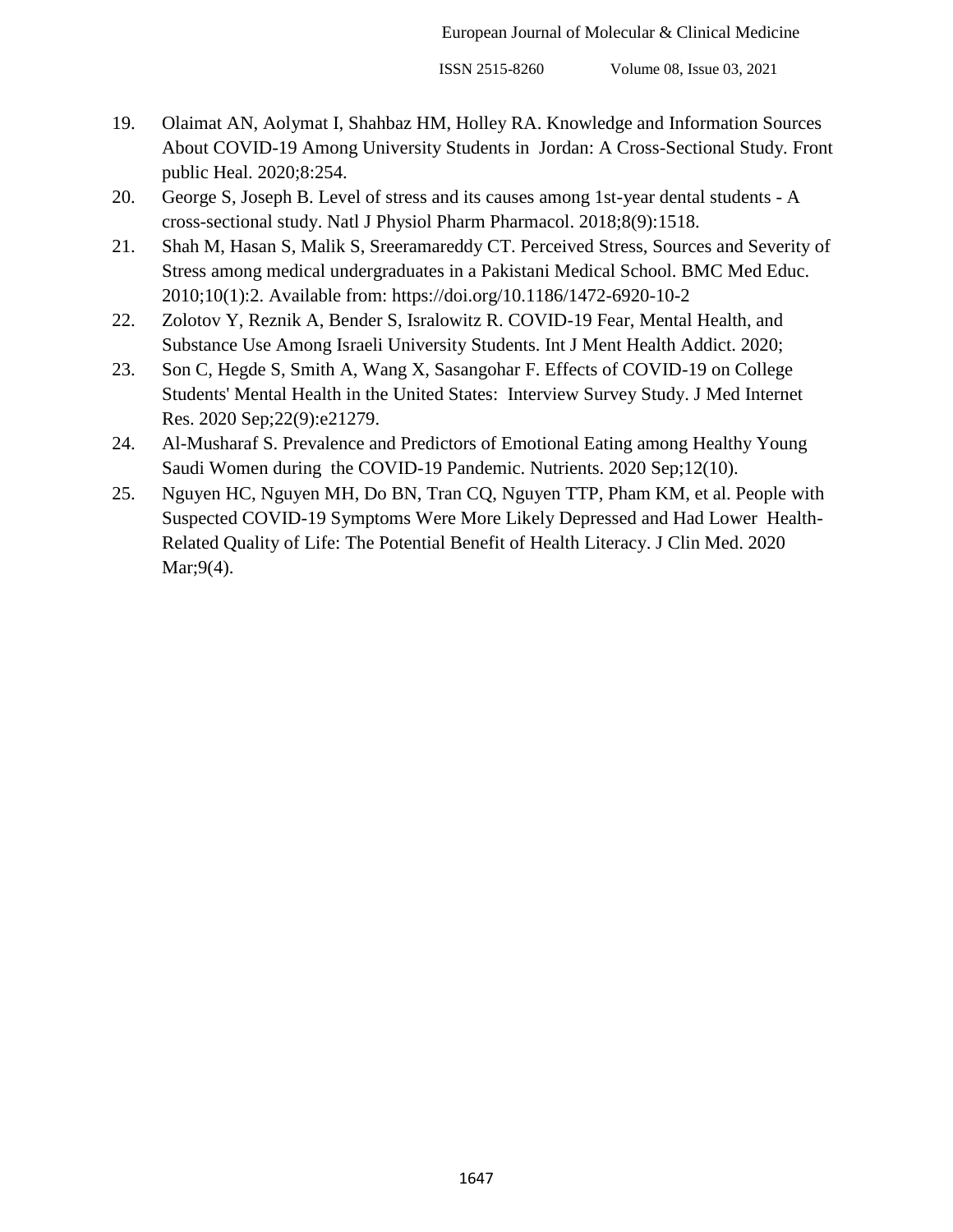19. Olaimat AN, Aolymat I, Shahbaz HM, Holley RA. Knowledge and Information Sources About COVID-19 Among University Students in Jordan: A Cross-Sectional Study. Front public Heal. 2020;8:254.
20. George S, Joseph B. Level of stress and its causes among 1st-year dental students - A cross-sectional study. Natl J Physiol Pharm Pharmacol. 2018;8(9):1518.
21. Shah M, Hasan S, Malik S, Sreeramareddy CT. Perceived Stress, Sources and Severity of Stress among medical undergraduates in a Pakistani Medical School. BMC Med Educ. 2010;10(1):2. Available from: https://doi.org/10.1186/1472-6920-10-2
22. Zolotov Y, Reznik A, Bender S, Isralowitz R. COVID-19 Fear, Mental Health, and Substance Use Among Israeli University Students. Int J Ment Health Addict. 2020;
23. Son C, Hegde S, Smith A, Wang X, Sasangohar F. Effects of COVID-19 on College Students' Mental Health in the United States: Interview Survey Study. J Med Internet Res. 2020 Sep;22(9):e21279.
24. Al-Musharaf S. Prevalence and Predictors of Emotional Eating among Healthy Young Saudi Women during the COVID-19 Pandemic. Nutrients. 2020 Sep;12(10).
25. Nguyen HC, Nguyen MH, Do BN, Tran CQ, Nguyen TTP, Pham KM, et al. People with Suspected COVID-19 Symptoms Were More Likely Depressed and Had Lower Health-Related Quality of Life: The Potential Benefit of Health Literacy. J Clin Med. 2020 Mar;9(4).